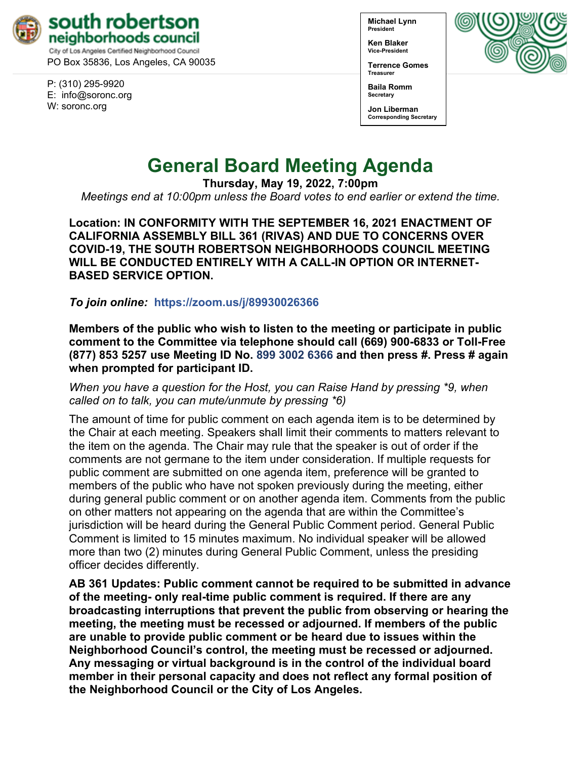**south robertson neighborhoods council**
City of Los Angeles Certified Neighborhood Council
PO Box 35836, Los Angeles, CA 90035

P: (310) 295-9920
E: info@soronc.org
W: soronc.org

**Michael Lynn**
**President**

**Ken Blaker**
**Vice-President**

**Terrence Gomes**
**Treasurer**

**Baila Romm**
**Secretary**

**Jon Liberman**
**Corresponding Secretary**

# General Board Meeting Agenda

**Thursday, May 19, 2022, 7:00pm**

*Meetings end at 10:00pm unless the Board votes to end earlier or extend the time.*

**Location: IN CONFORMITY WITH THE SEPTEMBER 16, 2021 ENACTMENT OF CALIFORNIA ASSEMBLY BILL 361 (RIVAS) AND DUE TO CONCERNS OVER COVID-19, THE SOUTH ROBERTSON NEIGHBORHOODS COUNCIL MEETING WILL BE CONDUCTED ENTIRELY WITH A CALL-IN OPTION OR INTERNET-BASED SERVICE OPTION.**

***To join online:*** **https://zoom.us/j/89930026366**

**Members of the public who wish to listen to the meeting or participate in public comment to the Committee via telephone should call (669) 900-6833 or Toll-Free (877) 853 5257 use Meeting ID No. 899 3002 6366 and then press #. Press # again when prompted for participant ID.**

*When you have a question for the Host, you can Raise Hand by pressing *9, when called on to talk, you can mute/unmute by pressing *6)*

The amount of time for public comment on each agenda item is to be determined by the Chair at each meeting. Speakers shall limit their comments to matters relevant to the item on the agenda. The Chair may rule that the speaker is out of order if the comments are not germane to the item under consideration. If multiple requests for public comment are submitted on one agenda item, preference will be granted to members of the public who have not spoken previously during the meeting, either during general public comment or on another agenda item. Comments from the public on other matters not appearing on the agenda that are within the Committee's jurisdiction will be heard during the General Public Comment period. General Public Comment is limited to 15 minutes maximum. No individual speaker will be allowed more than two (2) minutes during General Public Comment, unless the presiding officer decides differently.

**AB 361 Updates: Public comment cannot be required to be submitted in advance of the meeting- only real-time public comment is required. If there are any broadcasting interruptions that prevent the public from observing or hearing the meeting, the meeting must be recessed or adjourned. If members of the public are unable to provide public comment or be heard due to issues within the Neighborhood Council's control, the meeting must be recessed or adjourned. Any messaging or virtual background is in the control of the individual board member in their personal capacity and does not reflect any formal position of the Neighborhood Council or the City of Los Angeles.**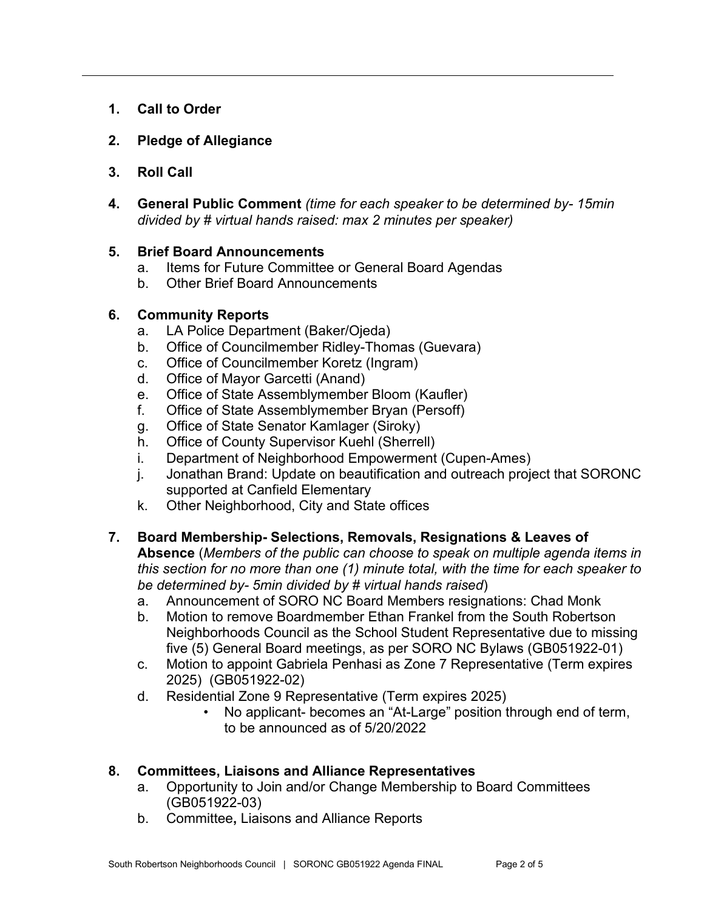1. **Call to Order**

2. **Pledge of Allegiance**

3. **Roll Call**

4. **General Public Comment** *(time for each speaker to be determined by- 15min divided by # virtual hands raised: max 2 minutes per speaker)*

5. **Brief Board Announcements**
   a. Items for Future Committee or General Board Agendas
   b. Other Brief Board Announcements

6. **Community Reports**
   a. LA Police Department (Baker/Ojeda)
   b. Office of Councilmember Ridley-Thomas (Guevara)
   c. Office of Councilmember Koretz (Ingram)
   d. Office of Mayor Garcetti (Anand)
   e. Office of State Assemblymember Bloom (Kaufler)
   f. Office of State Assemblymember Bryan (Persoff)
   g. Office of State Senator Kamlager (Siroky)
   h. Office of County Supervisor Kuehl (Sherrell)
   i. Department of Neighborhood Empowerment (Cupen-Ames)
   j. Jonathan Brand: Update on beautification and outreach project that SORONC supported at Canfield Elementary
   k. Other Neighborhood, City and State offices

7. **Board Membership- Selections, Removals, Resignations & Leaves of Absence** (*Members of the public can choose to speak on multiple agenda items in this section for no more than one (1) minute total, with the time for each speaker to be determined by- 5min divided by # virtual hands raised*)
   a. Announcement of SORO NC Board Members resignations: Chad Monk
   b. Motion to remove Boardmember Ethan Frankel from the South Robertson Neighborhoods Council as the School Student Representative due to missing five (5) General Board meetings, as per SORO NC Bylaws (GB051922-01)
   c. Motion to appoint Gabriela Penhasi as Zone 7 Representative (Term expires 2025) (GB051922-02)
   d. Residential Zone 9 Representative (Term expires 2025)
      - No applicant- becomes an "At-Large" position through end of term, to be announced as of 5/20/2022

8. **Committees, Liaisons and Alliance Representatives**
   a. Opportunity to Join and/or Change Membership to Board Committees (GB051922-03)
   b. Committee**,** Liaisons and Alliance Reports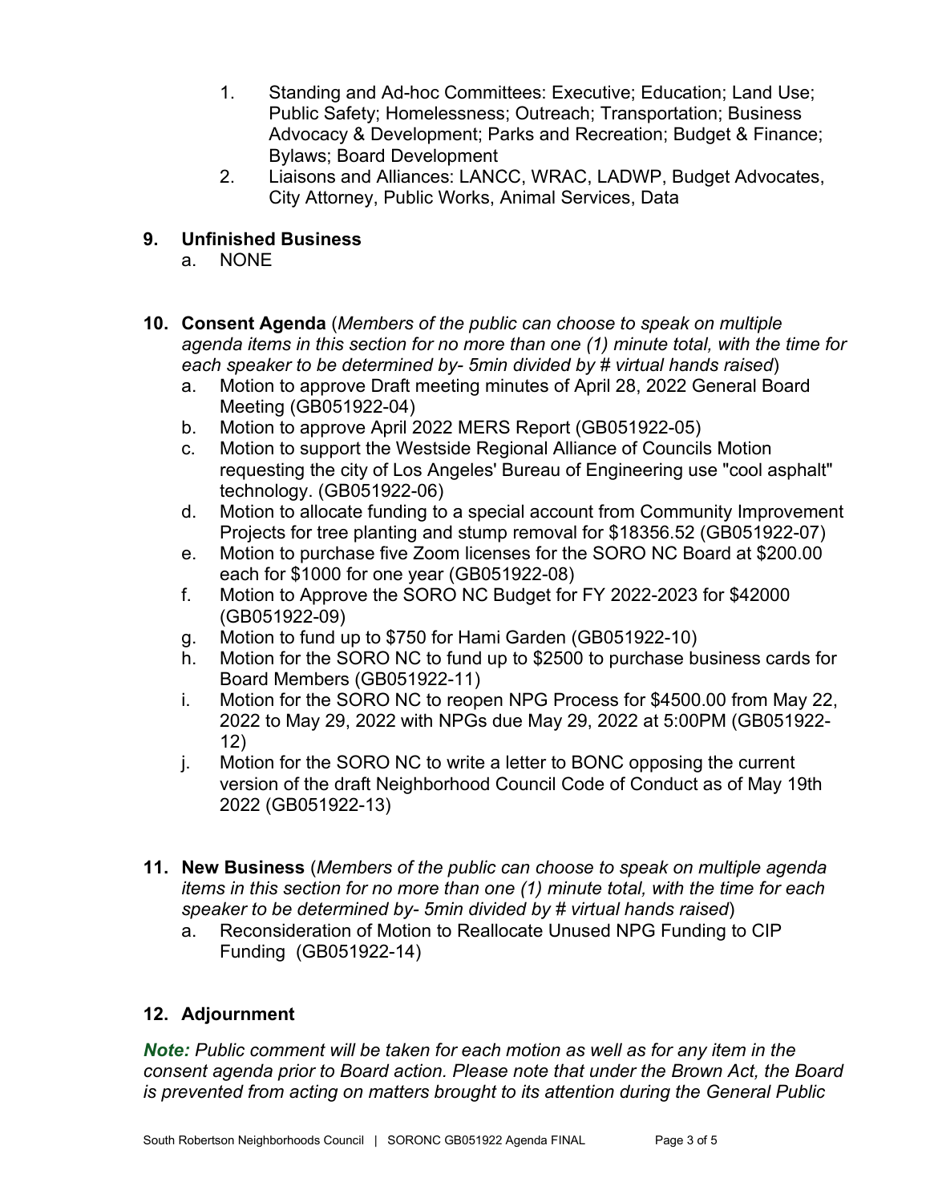1. Standing and Ad-hoc Committees: Executive; Education; Land Use; Public Safety; Homelessness; Outreach; Transportation; Business Advocacy & Development; Parks and Recreation; Budget & Finance; Bylaws; Board Development
2. Liaisons and Alliances: LANCC, WRAC, LADWP, Budget Advocates, City Attorney, Public Works, Animal Services, Data

## 9. Unfinished Business

a. NONE

## 10. Consent Agenda (*Members of the public can choose to speak on multiple agenda items in this section for no more than one (1) minute total, with the time for each speaker to be determined by- 5min divided by # virtual hands raised*)

a. Motion to approve Draft meeting minutes of April 28, 2022 General Board Meeting (GB051922-04)
b. Motion to approve April 2022 MERS Report (GB051922-05)
c. Motion to support the Westside Regional Alliance of Councils Motion requesting the city of Los Angeles' Bureau of Engineering use "cool asphalt" technology. (GB051922-06)
d. Motion to allocate funding to a special account from Community Improvement Projects for tree planting and stump removal for $18356.52 (GB051922-07)
e. Motion to purchase five Zoom licenses for the SORO NC Board at $200.00 each for $1000 for one year (GB051922-08)
f. Motion to Approve the SORO NC Budget for FY 2022-2023 for $42000 (GB051922-09)
g. Motion to fund up to $750 for Hami Garden (GB051922-10)
h. Motion for the SORO NC to fund up to $2500 to purchase business cards for Board Members (GB051922-11)
i. Motion for the SORO NC to reopen NPG Process for $4500.00 from May 22, 2022 to May 29, 2022 with NPGs due May 29, 2022 at 5:00PM (GB051922-12)
j. Motion for the SORO NC to write a letter to BONC opposing the current version of the draft Neighborhood Council Code of Conduct as of May 19th 2022 (GB051922-13)

## 11. New Business (*Members of the public can choose to speak on multiple agenda items in this section for no more than one (1) minute total, with the time for each speaker to be determined by- 5min divided by # virtual hands raised*)

a. Reconsideration of Motion to Reallocate Unused NPG Funding to CIP Funding (GB051922-14)

## 12. Adjournment

***Note:** Public comment will be taken for each motion as well as for any item in the consent agenda prior to Board action. Please note that under the Brown Act, the Board is prevented from acting on matters brought to its attention during the General Public*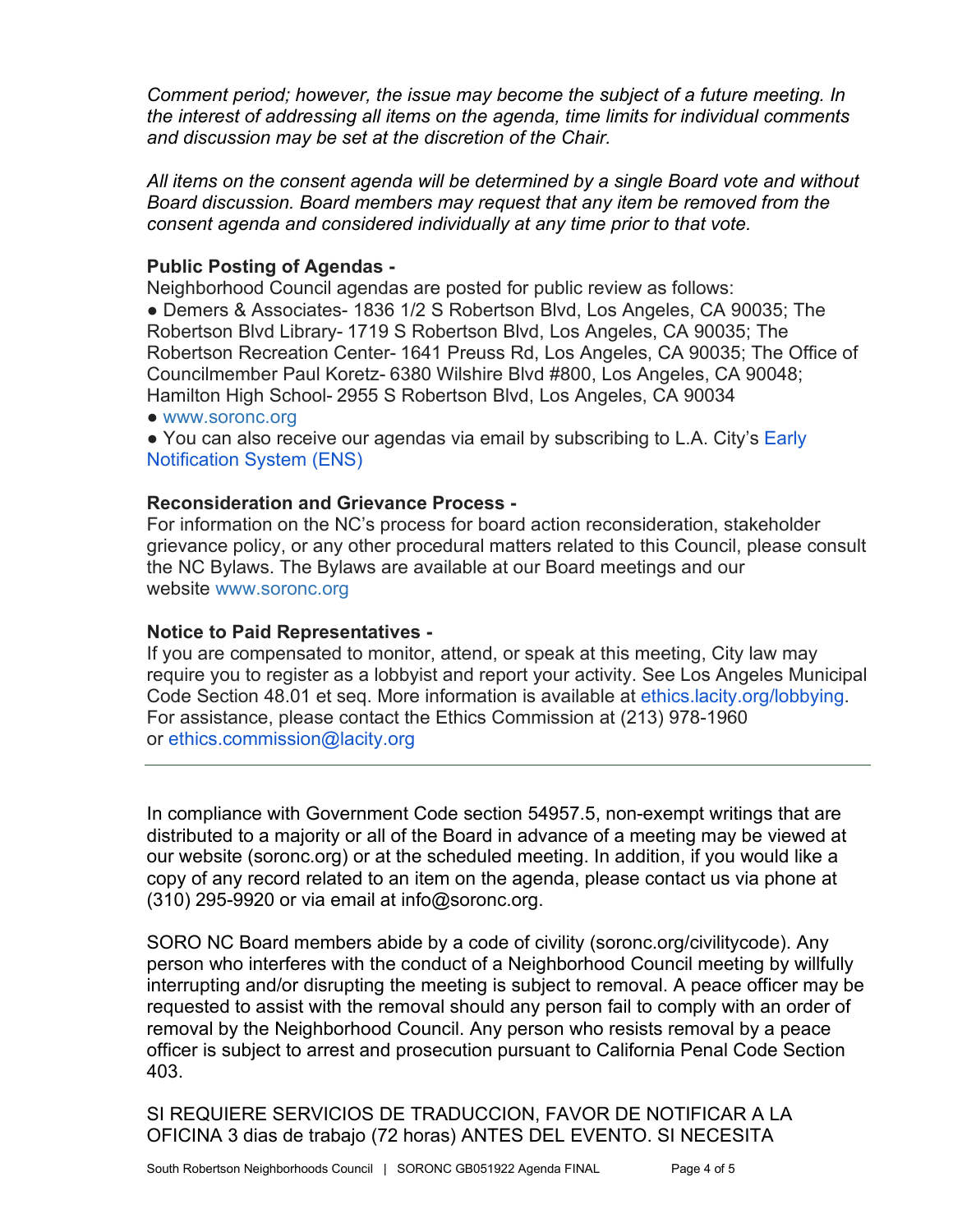*Comment period; however, the issue may become the subject of a future meeting. In the interest of addressing all items on the agenda, time limits for individual comments and discussion may be set at the discretion of the Chair.*

*All items on the consent agenda will be determined by a single Board vote and without Board discussion. Board members may request that any item be removed from the consent agenda and considered individually at any time prior to that vote.*

**Public Posting of Agendas -**

Neighborhood Council agendas are posted for public review as follows:

- Demers & Associates- 1836 1/2 S Robertson Blvd, Los Angeles, CA 90035; The Robertson Blvd Library- 1719 S Robertson Blvd, Los Angeles, CA 90035; The Robertson Recreation Center- 1641 Preuss Rd, Los Angeles, CA 90035; The Office of Councilmember Paul Koretz- 6380 Wilshire Blvd #800, Los Angeles, CA 90048; Hamilton High School- 2955 S Robertson Blvd, Los Angeles, CA 90034
- www.soronc.org
- You can also receive our agendas via email by subscribing to L.A. City's Early Notification System (ENS)

**Reconsideration and Grievance Process -**

For information on the NC's process for board action reconsideration, stakeholder grievance policy, or any other procedural matters related to this Council, please consult the NC Bylaws. The Bylaws are available at our Board meetings and our website www.soronc.org

**Notice to Paid Representatives -**

If you are compensated to monitor, attend, or speak at this meeting, City law may require you to register as a lobbyist and report your activity. See Los Angeles Municipal Code Section 48.01 et seq. More information is available at ethics.lacity.org/lobbying. For assistance, please contact the Ethics Commission at (213) 978-1960 or ethics.commission@lacity.org

---

In compliance with Government Code section 54957.5, non-exempt writings that are distributed to a majority or all of the Board in advance of a meeting may be viewed at our website (soronc.org) or at the scheduled meeting. In addition, if you would like a copy of any record related to an item on the agenda, please contact us via phone at (310) 295-9920 or via email at info@soronc.org.

SORO NC Board members abide by a code of civility (soronc.org/civilitycode). Any person who interferes with the conduct of a Neighborhood Council meeting by willfully interrupting and/or disrupting the meeting is subject to removal. A peace officer may be requested to assist with the removal should any person fail to comply with an order of removal by the Neighborhood Council. Any person who resists removal by a peace officer is subject to arrest and prosecution pursuant to California Penal Code Section 403.

SI REQUIERE SERVICIOS DE TRADUCCION, FAVOR DE NOTIFICAR A LA OFICINA 3 dias de trabajo (72 horas) ANTES DEL EVENTO. SI NECESITA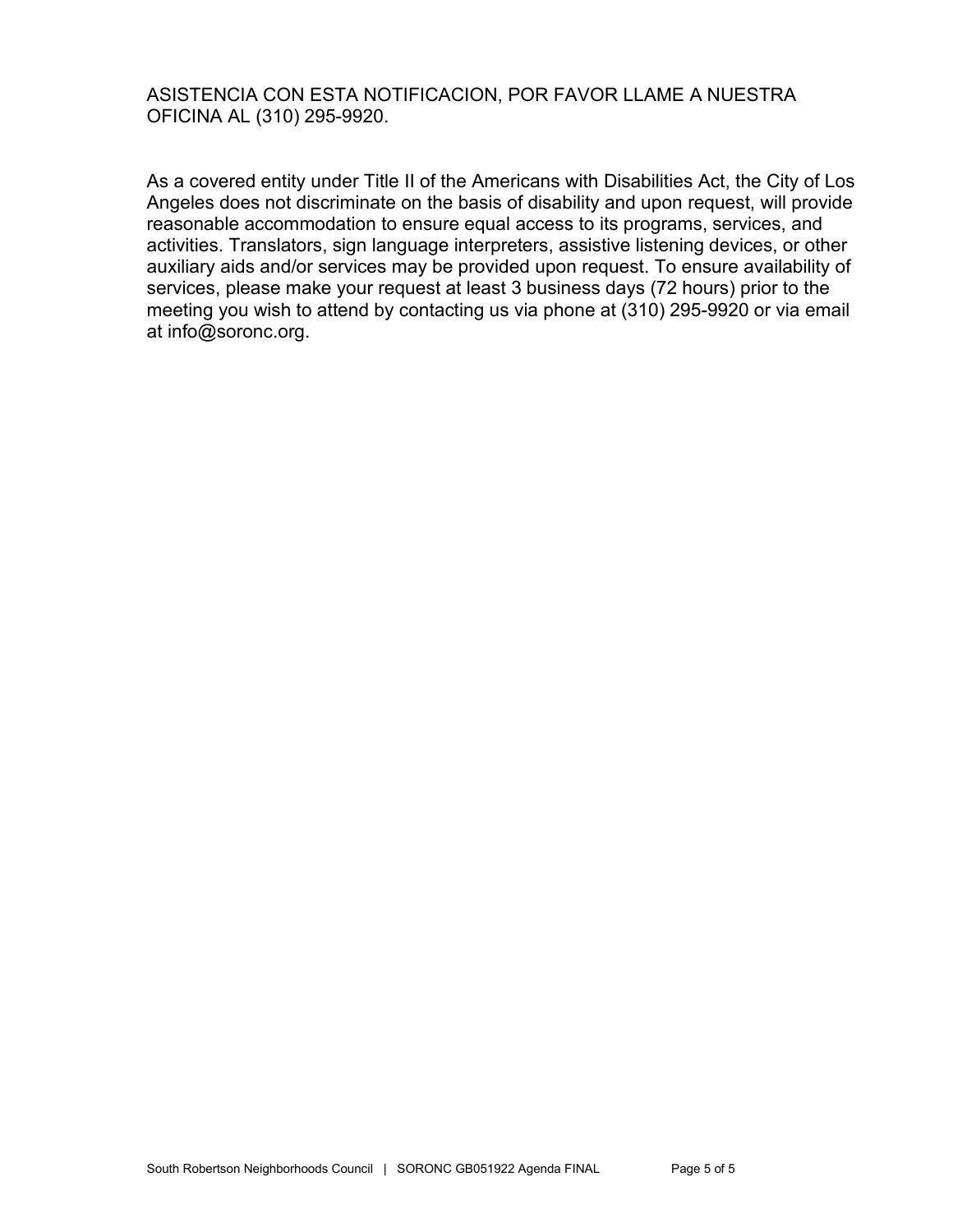ASISTENCIA CON ESTA NOTIFICACION, POR FAVOR LLAME A NUESTRA OFICINA AL (310) 295-9920.

As a covered entity under Title II of the Americans with Disabilities Act, the City of Los Angeles does not discriminate on the basis of disability and upon request, will provide reasonable accommodation to ensure equal access to its programs, services, and activities. Translators, sign language interpreters, assistive listening devices, or other auxiliary aids and/or services may be provided upon request. To ensure availability of services, please make your request at least 3 business days (72 hours) prior to the meeting you wish to attend by contacting us via phone at (310) 295-9920 or via email at info@soronc.org.